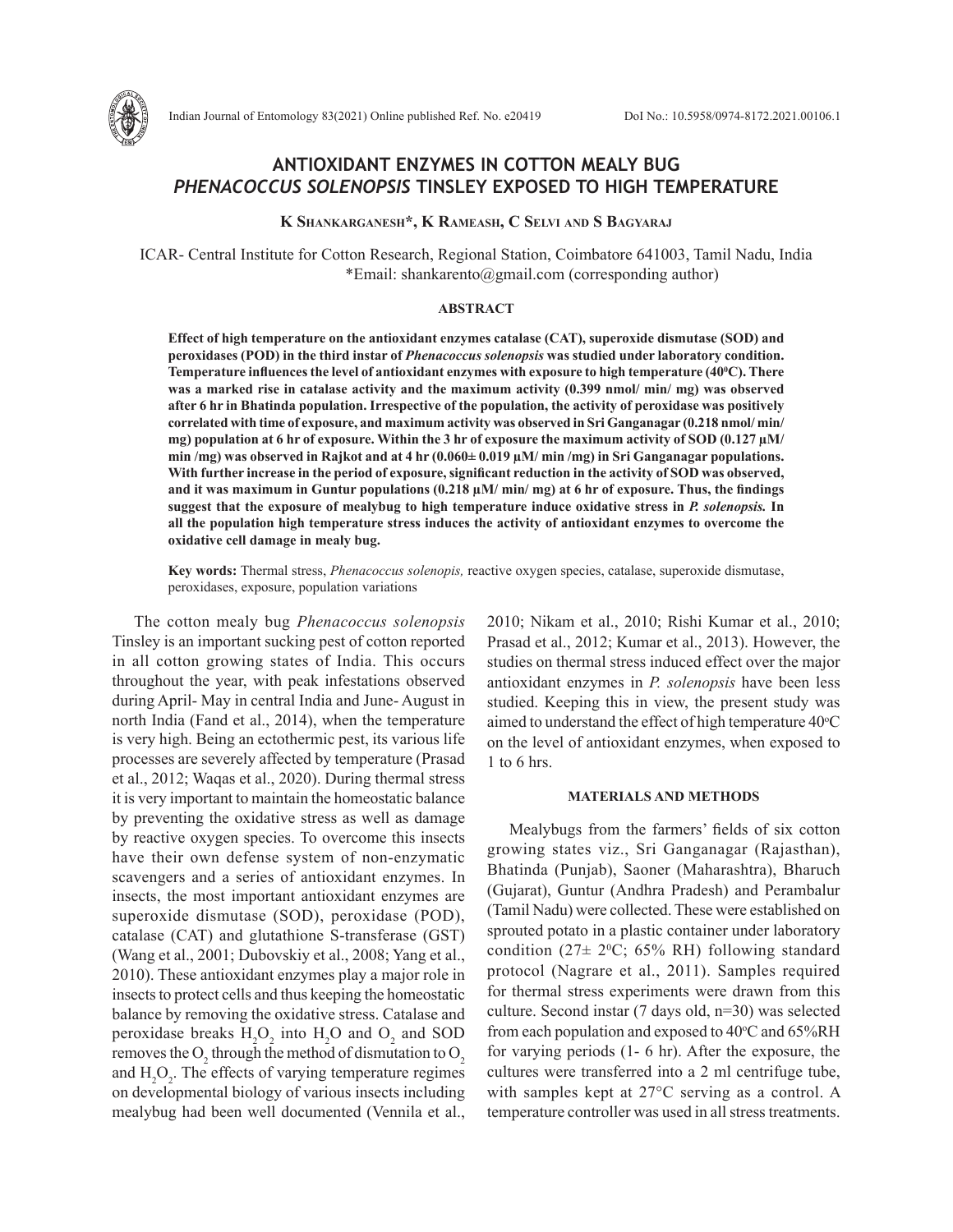# ANTIOXIDANT ENZYMES IN COTTON MEALY BUG *PHENACOCCUS SOLENOPSIS* TINSLEY EXPOSED TO HIGH TEMPERATURE

**K Shankarganesh\*, K Rameash, C Selvi and S Bagyaraj**

ICAR- Central Institute for Cotton Research, Regional Station, Coimbatore 641003, Tamil Nadu, India
\*Email: shankarento@gmail.com (corresponding author)

## ABSTRACT

**Effect of high temperature on the antioxidant enzymes catalase (CAT), superoxide dismutase (SOD) and peroxidases (POD) in the third instar of *Phenacoccus solenopsis* was studied under laboratory condition. Temperature influences the level of antioxidant enzymes with exposure to high temperature (40$^0$C). There was a marked rise in catalase activity and the maximum activity (0.399 nmol/ min/ mg) was observed after 6 hr in Bhatinda population. Irrespective of the population, the activity of peroxidase was positively correlated with time of exposure, and maximum activity was observed in Sri Ganganagar (0.218 nmol/ min/ mg) population at 6 hr of exposure. Within the 3 hr of exposure the maximum activity of SOD (0.127 µM/ min /mg) was observed in Rajkot and at 4 hr (0.060± 0.019 µM/ min /mg) in Sri Ganganagar populations. With further increase in the period of exposure, significant reduction in the activity of SOD was observed, and it was maximum in Guntur populations (0.218 µM/ min/ mg) at 6 hr of exposure. Thus, the findings suggest that the exposure of mealybug to high temperature induce oxidative stress in *P. solenopsis.* In all the population high temperature stress induces the activity of antioxidant enzymes to overcome the oxidative cell damage in mealy bug.**

**Key words:** Thermal stress, *Phenacoccus solenopis,* reactive oxygen species, catalase, superoxide dismutase, peroxidases, exposure, population variations

The cotton mealy bug *Phenacoccus solenopsis* Tinsley is an important sucking pest of cotton reported in all cotton growing states of India. This occurs throughout the year, with peak infestations observed during April- May in central India and June- August in north India (Fand et al., 2014), when the temperature is very high. Being an ectothermic pest, its various life processes are severely affected by temperature (Prasad et al., 2012; Waqas et al., 2020). During thermal stress it is very important to maintain the homeostatic balance by preventing the oxidative stress as well as damage by reactive oxygen species. To overcome this insects have their own defense system of non-enzymatic scavengers and a series of antioxidant enzymes. In insects, the most important antioxidant enzymes are superoxide dismutase (SOD), peroxidase (POD), catalase (CAT) and glutathione S-transferase (GST) (Wang et al., 2001; Dubovskiy et al., 2008; Yang et al., 2010). These antioxidant enzymes play a major role in insects to protect cells and thus keeping the homeostatic balance by removing the oxidative stress. Catalase and peroxidase breaks $H_2O_2$ into $H_2O$ and $O_2$ and SOD removes the $O_2$ through the method of dismutation to $O_2$ and $H_2O_2$. The effects of varying temperature regimes on developmental biology of various insects including mealybug had been well documented (Vennila et al., 2010; Nikam et al., 2010; Rishi Kumar et al., 2010; Prasad et al., 2012; Kumar et al., 2013). However, the studies on thermal stress induced effect over the major antioxidant enzymes in *P. solenopsis* have been less studied. Keeping this in view, the present study was aimed to understand the effect of high temperature 40$^o$C on the level of antioxidant enzymes, when exposed to 1 to 6 hrs.

## MATERIALS AND METHODS

Mealybugs from the farmers' fields of six cotton growing states viz., Sri Ganganagar (Rajasthan), Bhatinda (Punjab), Saoner (Maharashtra), Bharuch (Gujarat), Guntur (Andhra Pradesh) and Perambalur (Tamil Nadu) were collected. These were established on sprouted potato in a plastic container under laboratory condition (27± 2$^0$C; 65% RH) following standard protocol (Nagrare et al., 2011). Samples required for thermal stress experiments were drawn from this culture. Second instar (7 days old, n=30) was selected from each population and exposed to 40$^o$C and 65%RH for varying periods (1- 6 hr). After the exposure, the cultures were transferred into a 2 ml centrifuge tube, with samples kept at 27°C serving as a control. A temperature controller was used in all stress treatments.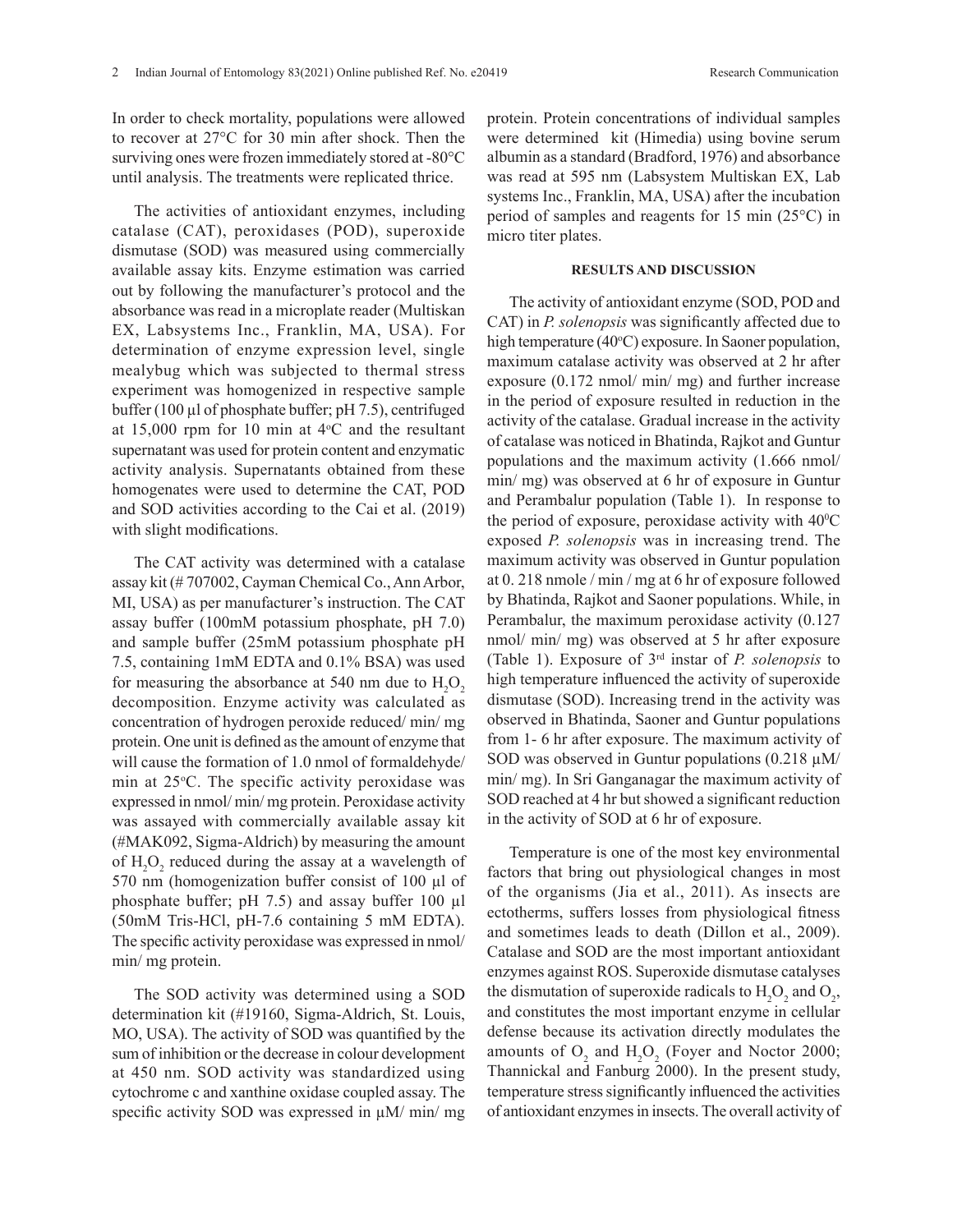In order to check mortality, populations were allowed to recover at 27°C for 30 min after shock. Then the surviving ones were frozen immediately stored at -80°C until analysis. The treatments were replicated thrice.

The activities of antioxidant enzymes, including catalase (CAT), peroxidases (POD), superoxide dismutase (SOD) was measured using commercially available assay kits. Enzyme estimation was carried out by following the manufacturer's protocol and the absorbance was read in a microplate reader (Multiskan EX, Labsystems Inc., Franklin, MA, USA). For determination of enzyme expression level, single mealybug which was subjected to thermal stress experiment was homogenized in respective sample buffer (100 µl of phosphate buffer; pH 7.5), centrifuged at 15,000 rpm for 10 min at 4°C and the resultant supernatant was used for protein content and enzymatic activity analysis. Supernatants obtained from these homogenates were used to determine the CAT, POD and SOD activities according to the Cai et al. (2019) with slight modifications.

The CAT activity was determined with a catalase assay kit (# 707002, Cayman Chemical Co., Ann Arbor, MI, USA) as per manufacturer's instruction. The CAT assay buffer (100mM potassium phosphate, pH 7.0) and sample buffer (25mM potassium phosphate pH 7.5, containing 1mM EDTA and 0.1% BSA) was used for measuring the absorbance at 540 nm due to $H_2O_2$ decomposition. Enzyme activity was calculated as concentration of hydrogen peroxide reduced/ min/ mg protein. One unit is defined as the amount of enzyme that will cause the formation of 1.0 nmol of formaldehyde/ min at 25°C. The specific activity peroxidase was expressed in nmol/ min/ mg protein. Peroxidase activity was assayed with commercially available assay kit (#MAK092, Sigma-Aldrich) by measuring the amount of $H_2O_2$ reduced during the assay at a wavelength of 570 nm (homogenization buffer consist of 100 µl of phosphate buffer; pH 7.5) and assay buffer 100 µl (50mM Tris-HCl, pH-7.6 containing 5 mM EDTA). The specific activity peroxidase was expressed in nmol/ min/ mg protein.

The SOD activity was determined using a SOD determination kit (#19160, Sigma-Aldrich, St. Louis, MO, USA). The activity of SOD was quantified by the sum of inhibition or the decrease in colour development at 450 nm. SOD activity was standardized using cytochrome c and xanthine oxidase coupled assay. The specific activity SOD was expressed in µM/ min/ mg protein. Protein concentrations of individual samples were determined kit (Himedia) using bovine serum albumin as a standard (Bradford, 1976) and absorbance was read at 595 nm (Labsystem Multiskan EX, Lab systems Inc., Franklin, MA, USA) after the incubation period of samples and reagents for 15 min (25°C) in micro titer plates.

## RESULTS AND DISCUSSION

The activity of antioxidant enzyme (SOD, POD and CAT) in *P. solenopsis* was significantly affected due to high temperature (40°C) exposure. In Saoner population, maximum catalase activity was observed at 2 hr after exposure (0.172 nmol/ min/ mg) and further increase in the period of exposure resulted in reduction in the activity of the catalase. Gradual increase in the activity of catalase was noticed in Bhatinda, Rajkot and Guntur populations and the maximum activity (1.666 nmol/ min/ mg) was observed at 6 hr of exposure in Guntur and Perambalur population (Table 1). In response to the period of exposure, peroxidase activity with 40°C exposed *P. solenopsis* was in increasing trend. The maximum activity was observed in Guntur population at 0. 218 nmole / min / mg at 6 hr of exposure followed by Bhatinda, Rajkot and Saoner populations. While, in Perambalur, the maximum peroxidase activity (0.127 nmol/ min/ mg) was observed at 5 hr after exposure (Table 1). Exposure of 3rd instar of *P. solenopsis* to high temperature influenced the activity of superoxide dismutase (SOD). Increasing trend in the activity was observed in Bhatinda, Saoner and Guntur populations from 1- 6 hr after exposure. The maximum activity of SOD was observed in Guntur populations (0.218 µM/ min/ mg). In Sri Ganganagar the maximum activity of SOD reached at 4 hr but showed a significant reduction in the activity of SOD at 6 hr of exposure.

Temperature is one of the most key environmental factors that bring out physiological changes in most of the organisms (Jia et al., 2011). As insects are ectotherms, suffers losses from physiological fitness and sometimes leads to death (Dillon et al., 2009). Catalase and SOD are the most important antioxidant enzymes against ROS. Superoxide dismutase catalyses the dismutation of superoxide radicals to $H_2O_2$ and $O_2$, and constitutes the most important enzyme in cellular defense because its activation directly modulates the amounts of $O_2$ and $H_2O_2$ (Foyer and Noctor 2000; Thannickal and Fanburg 2000). In the present study, temperature stress significantly influenced the activities of antioxidant enzymes in insects. The overall activity of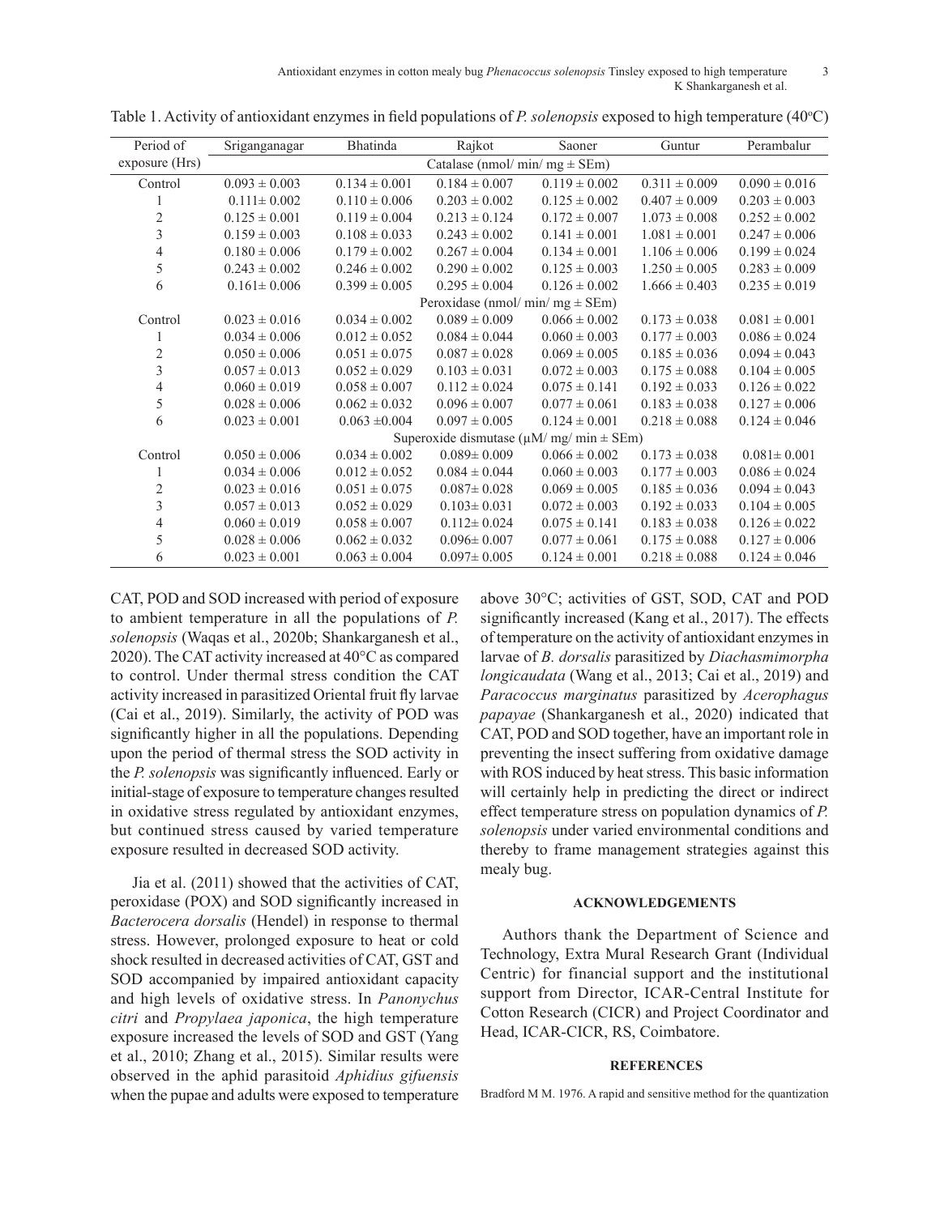Table 1. Activity of antioxidant enzymes in field populations of *P. solenopsis* exposed to high temperature (40°C)

| Period of exposure (Hrs) | Sriganganagar | Bhatinda | Rajkot | Saoner | Guntur | Perambalur |
|---|---|---|---|---|---|---|
| | Catalase (nmol/ min/ mg ± SEm) | | | | | |
| Control | 0.093 ± 0.003 | 0.134 ± 0.001 | 0.184 ± 0.007 | 0.119 ± 0.002 | 0.311 ± 0.009 | 0.090 ± 0.016 |
| 1 | 0.111± 0.002 | 0.110 ± 0.006 | 0.203 ± 0.002 | 0.125 ± 0.002 | 0.407 ± 0.009 | 0.203 ± 0.003 |
| 2 | 0.125 ± 0.001 | 0.119 ± 0.004 | 0.213 ± 0.124 | 0.172 ± 0.007 | 1.073 ± 0.008 | 0.252 ± 0.002 |
| 3 | 0.159 ± 0.003 | 0.108 ± 0.033 | 0.243 ± 0.002 | 0.141 ± 0.001 | 1.081 ± 0.001 | 0.247 ± 0.006 |
| 4 | 0.180 ± 0.006 | 0.179 ± 0.002 | 0.267 ± 0.004 | 0.134 ± 0.001 | 1.106 ± 0.006 | 0.199 ± 0.024 |
| 5 | 0.243 ± 0.002 | 0.246 ± 0.002 | 0.290 ± 0.002 | 0.125 ± 0.003 | 1.250 ± 0.005 | 0.283 ± 0.009 |
| 6 | 0.161± 0.006 | 0.399 ± 0.005 | 0.295 ± 0.004 | 0.126 ± 0.002 | 1.666 ± 0.403 | 0.235 ± 0.019 |
| | Peroxidase (nmol/ min/ mg ± SEm) | | | | | |
| Control | 0.023 ± 0.016 | 0.034 ± 0.002 | 0.089 ± 0.009 | 0.066 ± 0.002 | 0.173 ± 0.038 | 0.081 ± 0.001 |
| 1 | 0.034 ± 0.006 | 0.012 ± 0.052 | 0.084 ± 0.044 | 0.060 ± 0.003 | 0.177 ± 0.003 | 0.086 ± 0.024 |
| 2 | 0.050 ± 0.006 | 0.051 ± 0.075 | 0.087 ± 0.028 | 0.069 ± 0.005 | 0.185 ± 0.036 | 0.094 ± 0.043 |
| 3 | 0.057 ± 0.013 | 0.052 ± 0.029 | 0.103 ± 0.031 | 0.072 ± 0.003 | 0.175 ± 0.088 | 0.104 ± 0.005 |
| 4 | 0.060 ± 0.019 | 0.058 ± 0.007 | 0.112 ± 0.024 | 0.075 ± 0.141 | 0.192 ± 0.033 | 0.126 ± 0.022 |
| 5 | 0.028 ± 0.006 | 0.062 ± 0.032 | 0.096 ± 0.007 | 0.077 ± 0.061 | 0.183 ± 0.038 | 0.127 ± 0.006 |
| 6 | 0.023 ± 0.001 | 0.063 ±0.004 | 0.097 ± 0.005 | 0.124 ± 0.001 | 0.218 ± 0.088 | 0.124 ± 0.046 |
| | Superoxide dismutase (µM/ mg/ min ± SEm) | | | | | |
| Control | 0.050 ± 0.006 | 0.034 ± 0.002 | 0.089± 0.009 | 0.066 ± 0.002 | 0.173 ± 0.038 | 0.081± 0.001 |
| 1 | 0.034 ± 0.006 | 0.012 ± 0.052 | 0.084 ± 0.044 | 0.060 ± 0.003 | 0.177 ± 0.003 | 0.086 ± 0.024 |
| 2 | 0.023 ± 0.016 | 0.051 ± 0.075 | 0.087± 0.028 | 0.069 ± 0.005 | 0.185 ± 0.036 | 0.094 ± 0.043 |
| 3 | 0.057 ± 0.013 | 0.052 ± 0.029 | 0.103± 0.031 | 0.072 ± 0.003 | 0.192 ± 0.033 | 0.104 ± 0.005 |
| 4 | 0.060 ± 0.019 | 0.058 ± 0.007 | 0.112± 0.024 | 0.075 ± 0.141 | 0.183 ± 0.038 | 0.126 ± 0.022 |
| 5 | 0.028 ± 0.006 | 0.062 ± 0.032 | 0.096± 0.007 | 0.077 ± 0.061 | 0.175 ± 0.088 | 0.127 ± 0.006 |
| 6 | 0.023 ± 0.001 | 0.063 ± 0.004 | 0.097± 0.005 | 0.124 ± 0.001 | 0.218 ± 0.088 | 0.124 ± 0.046 |

CAT, POD and SOD increased with period of exposure to ambient temperature in all the populations of *P. solenopsis* (Waqas et al., 2020b; Shankarganesh et al., 2020). The CAT activity increased at 40°C as compared to control. Under thermal stress condition the CAT activity increased in parasitized Oriental fruit fly larvae (Cai et al., 2019). Similarly, the activity of POD was significantly higher in all the populations. Depending upon the period of thermal stress the SOD activity in the *P. solenopsis* was significantly influenced. Early or initial-stage of exposure to temperature changes resulted in oxidative stress regulated by antioxidant enzymes, but continued stress caused by varied temperature exposure resulted in decreased SOD activity.

Jia et al. (2011) showed that the activities of CAT, peroxidase (POX) and SOD significantly increased in *Bacterocera dorsalis* (Hendel) in response to thermal stress. However, prolonged exposure to heat or cold shock resulted in decreased activities of CAT, GST and SOD accompanied by impaired antioxidant capacity and high levels of oxidative stress. In *Panonychus citri* and *Propylaea japonica*, the high temperature exposure increased the levels of SOD and GST (Yang et al., 2010; Zhang et al., 2015). Similar results were observed in the aphid parasitoid *Aphidius gifuensis* when the pupae and adults were exposed to temperature above 30°C; activities of GST, SOD, CAT and POD significantly increased (Kang et al., 2017). The effects of temperature on the activity of antioxidant enzymes in larvae of *B. dorsalis* parasitized by *Diachasmimorpha longicaudata* (Wang et al., 2013; Cai et al., 2019) and *Paracoccus marginatus* parasitized by *Acerophagus papayae* (Shankarganesh et al., 2020) indicated that CAT, POD and SOD together, have an important role in preventing the insect suffering from oxidative damage with ROS induced by heat stress. This basic information will certainly help in predicting the direct or indirect effect temperature stress on population dynamics of *P. solenopsis* under varied environmental conditions and thereby to frame management strategies against this mealy bug.

## ACKNOWLEDGEMENTS

Authors thank the Department of Science and Technology, Extra Mural Research Grant (Individual Centric) for financial support and the institutional support from Director, ICAR-Central Institute for Cotton Research (CICR) and Project Coordinator and Head, ICAR-CICR, RS, Coimbatore.

## REFERENCES

Bradford M M. 1976. A rapid and sensitive method for the quantization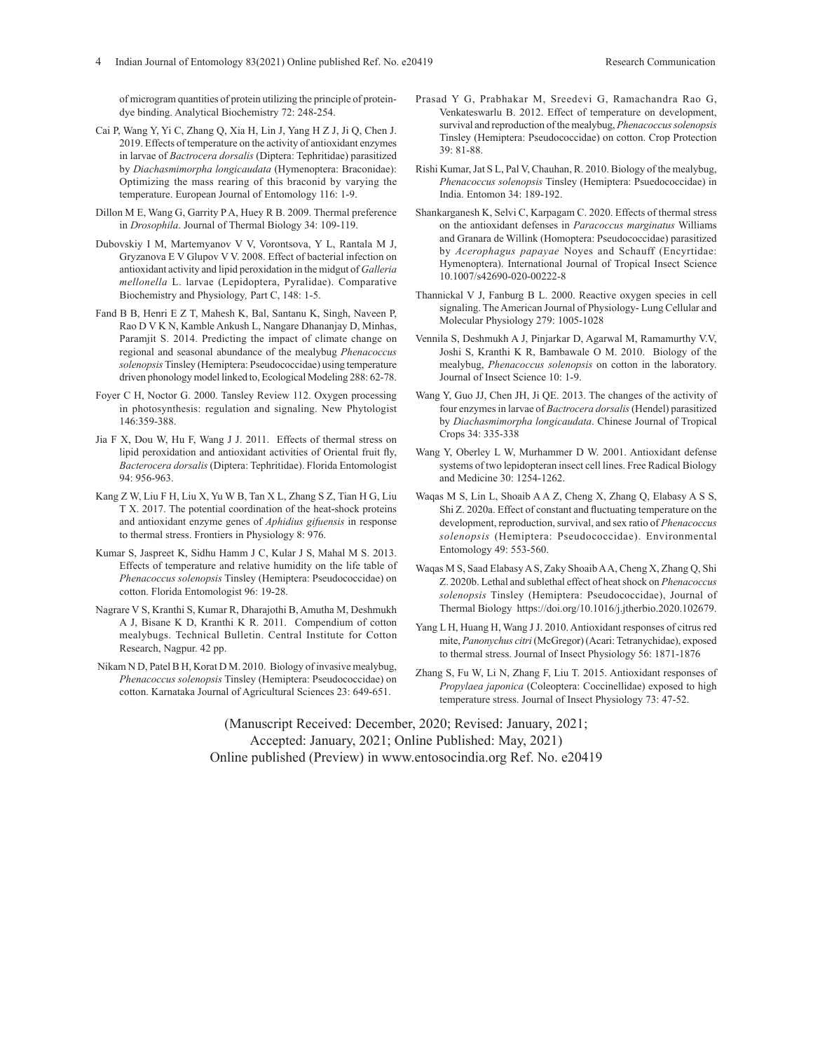of microgram quantities of protein utilizing the principle of protein-dye binding. Analytical Biochemistry 72: 248-254.

Cai P, Wang Y, Yi C, Zhang Q, Xia H, Lin J, Yang H Z J, Ji Q, Chen J. 2019. Effects of temperature on the activity of antioxidant enzymes in larvae of *Bactrocera dorsalis* (Diptera: Tephritidae) parasitized by *Diachasmimorpha longicaudata* (Hymenoptera: Braconidae): Optimizing the mass rearing of this braconid by varying the temperature. European Journal of Entomology 116: 1-9.

Dillon M E, Wang G, Garrity P A, Huey R B. 2009. Thermal preference in *Drosophila*. Journal of Thermal Biology 34: 109-119.

Dubovskiy I M, Martemyanov V V, Vorontsova, Y L, Rantala M J, Gryzanova E V Glupov V V. 2008. Effect of bacterial infection on antioxidant activity and lipid peroxidation in the midgut of *Galleria mellonella* L. larvae (Lepidoptera, Pyralidae). Comparative Biochemistry and Physiology, Part C, 148: 1-5.

Fand B B, Henri E Z T, Mahesh K, Bal, Santanu K, Singh, Naveen P, Rao D V K N, Kamble Ankush L, Nangare Dhananjay D, Minhas, Paramjit S. 2014. Predicting the impact of climate change on regional and seasonal abundance of the mealybug *Phenacoccus solenopsis* Tinsley (Hemiptera: Pseudococcidae) using temperature driven phonology model linked to, Ecological Modeling 288: 62-78.

Foyer C H, Noctor G. 2000. Tansley Review 112. Oxygen processing in photosynthesis: regulation and signaling. New Phytologist 146:359-388.

Jia F X, Dou W, Hu F, Wang J J. 2011. Effects of thermal stress on lipid peroxidation and antioxidant activities of Oriental fruit fly, *Bacterocera dorsalis* (Diptera: Tephritidae). Florida Entomologist 94: 956-963.

Kang Z W, Liu F H, Liu X, Yu W B, Tan X L, Zhang S Z, Tian H G, Liu T X. 2017. The potential coordination of the heat-shock proteins and antioxidant enzyme genes of *Aphidius gifuensis* in response to thermal stress. Frontiers in Physiology 8: 976.

Kumar S, Jaspreet K, Sidhu Hamm J C, Kular J S, Mahal M S. 2013. Effects of temperature and relative humidity on the life table of *Phenacoccus solenopsis* Tinsley (Hemiptera: Pseudococcidae) on cotton. Florida Entomologist 96: 19-28.

Nagrare V S, Kranthi S, Kumar R, Dharajothi B, Amutha M, Deshmukh A J, Bisane K D, Kranthi K R. 2011. Compendium of cotton mealybugs. Technical Bulletin. Central Institute for Cotton Research, Nagpur. 42 pp.

Nikam N D, Patel B H, Korat D M. 2010. Biology of invasive mealybug, *Phenacoccus solenopsis* Tinsley (Hemiptera: Pseudococcidae) on cotton. Karnataka Journal of Agricultural Sciences 23: 649-651.

Prasad Y G, Prabhakar M, Sreedevi G, Ramachandra Rao G, Venkateswarlu B. 2012. Effect of temperature on development, survival and reproduction of the mealybug, *Phenacoccus solenopsis* Tinsley (Hemiptera: Pseudococcidae) on cotton. Crop Protection 39: 81-88.

Rishi Kumar, Jat S L, Pal V, Chauhan, R. 2010. Biology of the mealybug, *Phenacoccus solenopsis* Tinsley (Hemiptera: Psuedococcidae) in India. Entomon 34: 189-192.

Shankarganesh K, Selvi C, Karpagam C. 2020. Effects of thermal stress on the antioxidant defenses in *Paracoccus marginatus* Williams and Granara de Willink (Homoptera: Pseudococcidae) parasitized by *Acerophagus papayae* Noyes and Schauff (Encyrtidae: Hymenoptera). International Journal of Tropical Insect Science 10.1007/s42690-020-00222-8

Thannickal V J, Fanburg B L. 2000. Reactive oxygen species in cell signaling. The American Journal of Physiology- Lung Cellular and Molecular Physiology 279: 1005-1028

Vennila S, Deshmukh A J, Pinjarkar D, Agarwal M, Ramamurthy V.V, Joshi S, Kranthi K R, Bambawale O M. 2010. Biology of the mealybug, *Phenacoccus solenopsis* on cotton in the laboratory. Journal of Insect Science 10: 1-9.

Wang Y, Guo JJ, Chen JH, Ji QE. 2013. The changes of the activity of four enzymes in larvae of *Bactrocera dorsalis* (Hendel) parasitized by *Diachasmimorpha longicaudata*. Chinese Journal of Tropical Crops 34: 335-338

Wang Y, Oberley L W, Murhammer D W. 2001. Antioxidant defense systems of two lepidopteran insect cell lines. Free Radical Biology and Medicine 30: 1254-1262.

Waqas M S, Lin L, Shoaib A A Z, Cheng X, Zhang Q, Elabasy A S S, Shi Z. 2020a. Effect of constant and fluctuating temperature on the development, reproduction, survival, and sex ratio of *Phenacoccus solenopsis* (Hemiptera: Pseudococcidae). Environmental Entomology 49: 553-560.

Waqas M S, Saad Elabasy A S, Zaky Shoaib A A, Cheng X, Zhang Q, Shi Z. 2020b. Lethal and sublethal effect of heat shock on *Phenacoccus solenopsis* Tinsley (Hemiptera: Pseudococcidae), Journal of Thermal Biology https://doi.org/10.1016/j.jtherbio.2020.102679.

Yang L H, Huang H, Wang J J. 2010. Antioxidant responses of citrus red mite, *Panonychus citri* (McGregor) (Acari: Tetranychidae), exposed to thermal stress. Journal of Insect Physiology 56: 1871-1876

Zhang S, Fu W, Li N, Zhang F, Liu T. 2015. Antioxidant responses of *Propylaea japonica* (Coleoptera: Coccinellidae) exposed to high temperature stress. Journal of Insect Physiology 73: 47-52.

(Manuscript Received: December, 2020; Revised: January, 2021; Accepted: January, 2021; Online Published: May, 2021)
Online published (Preview) in www.entosocindia.org Ref. No. e20419